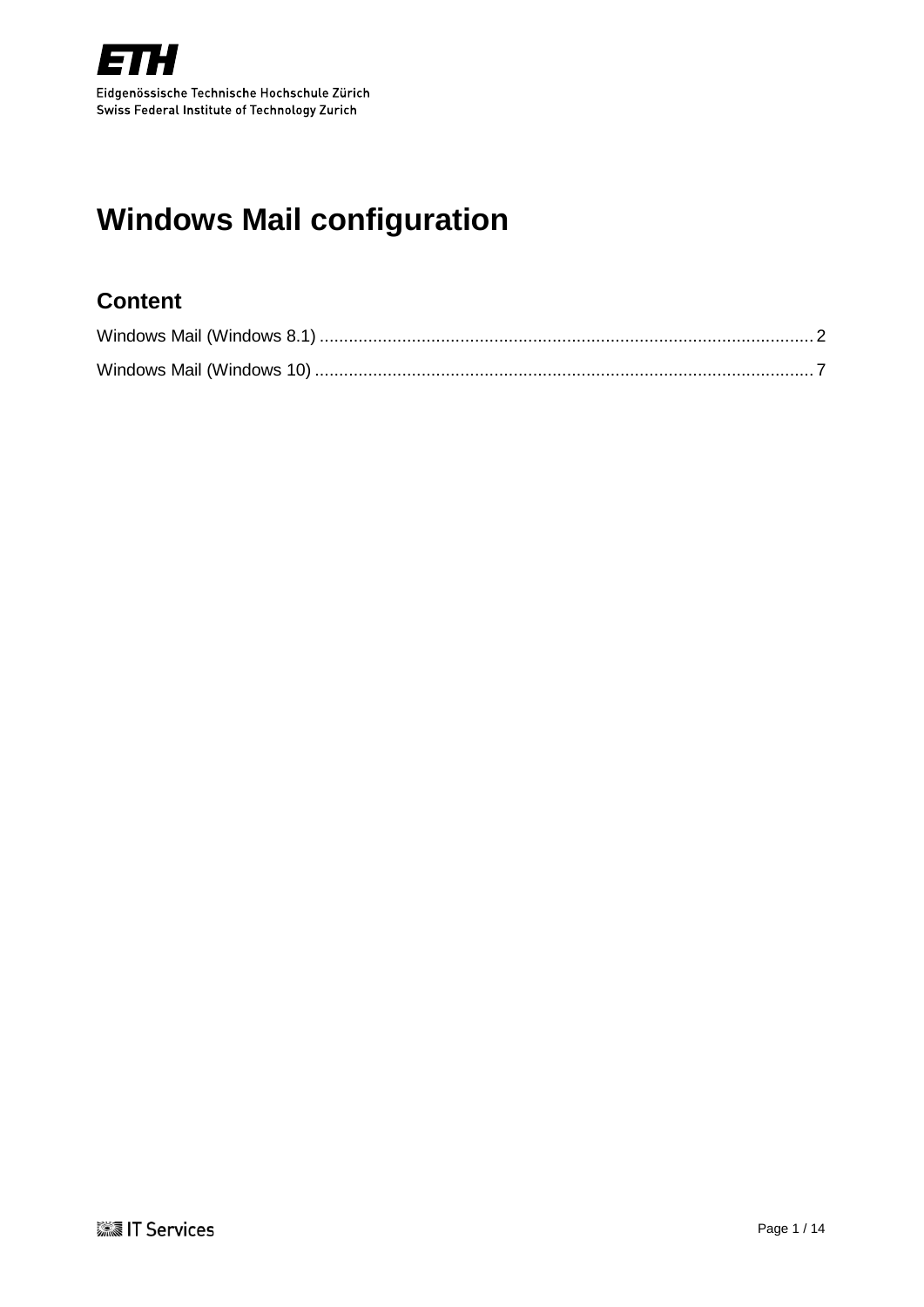ETH

Eidgenössische Technische Hochschule Zürich
Swiss Federal Institute of Technology Zurich

# Windows Mail configuration

## Content

Windows Mail (Windows 8.1) .......... 2

Windows Mail (Windows 10) .......... 7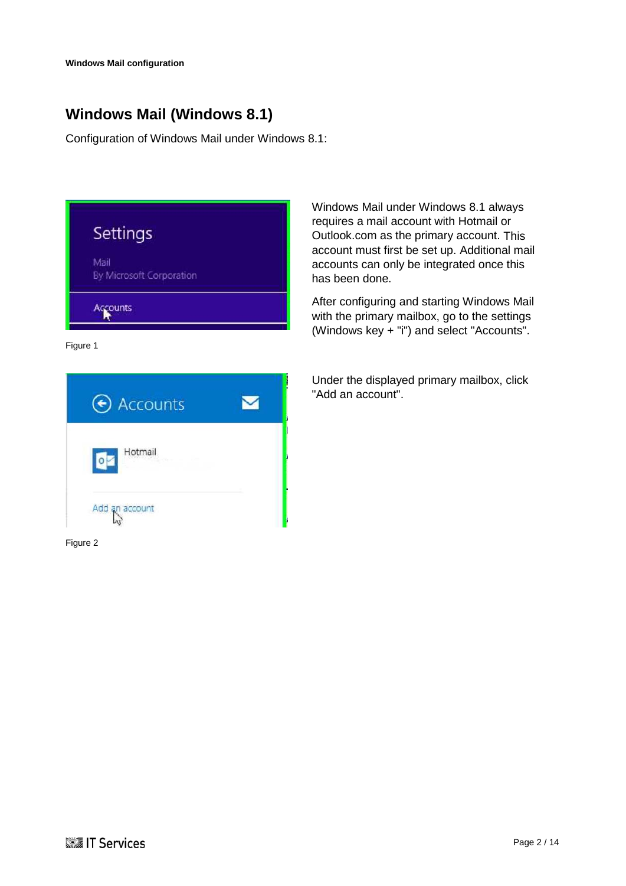# Windows Mail (Windows 8.1)

Configuration of Windows Mail under Windows 8.1:

Windows Mail under Windows 8.1 always requires a mail account with Hotmail or Outlook.com as the primary account. This account must first be set up. Additional mail accounts can only be integrated once this has been done.

After configuring and starting Windows Mail with the primary mailbox, go to the settings (Windows key + "i") and select "Accounts".

Figure 1

Under the displayed primary mailbox, click "Add an account".

Figure 2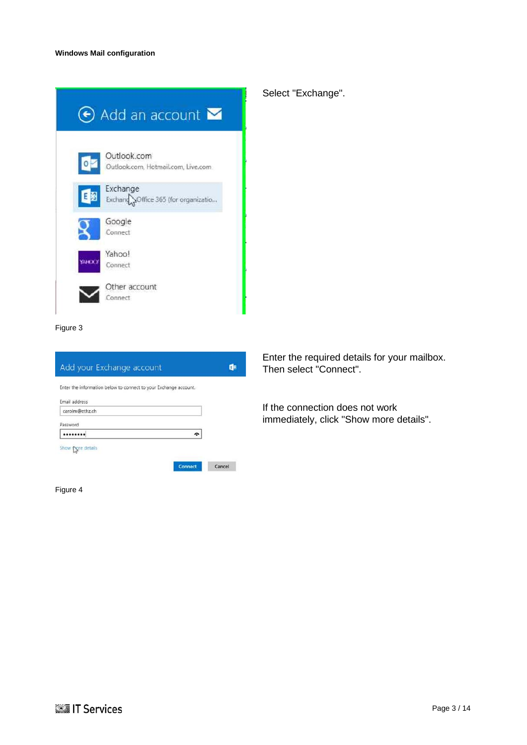**Windows Mail configuration**

Figure 3

Select "Exchange".

Figure 4

Enter the required details for your mailbox. Then select "Connect".

If the connection does not work immediately, click "Show more details".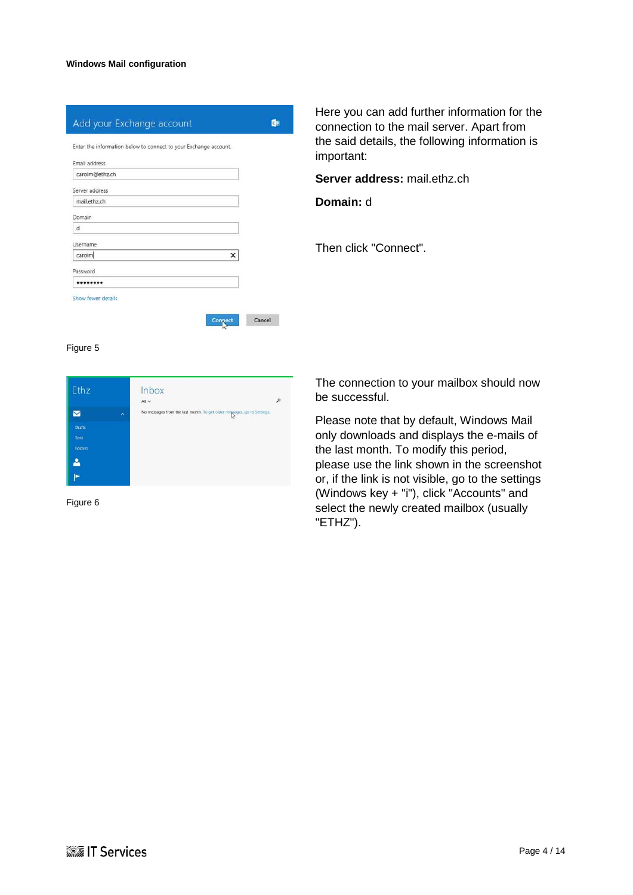Here you can add further information for the connection to the mail server. Apart from the said details, the following information is important:

**Server address:** mail.ethz.ch

**Domain:** d

Then click "Connect".

Figure 5

The connection to your mailbox should now be successful.

Please note that by default, Windows Mail only downloads and displays the e-mails of the last month. To modify this period, please use the link shown in the screenshot or, if the link is not visible, go to the settings (Windows key + "i"), click "Accounts" and select the newly created mailbox (usually "ETHZ").

Figure 6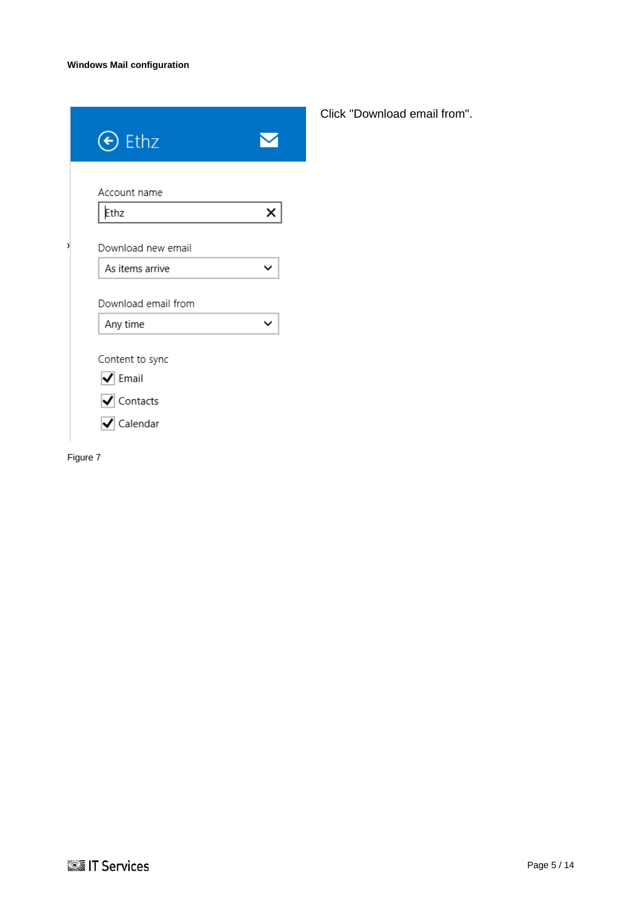**Windows Mail configuration**

Ethz

Account name

Ethz

Download new email

As items arrive

Download email from

Any time

Content to sync

- [x] Email
- [x] Contacts
- [x] Calendar

Click "Download email from".

Figure 7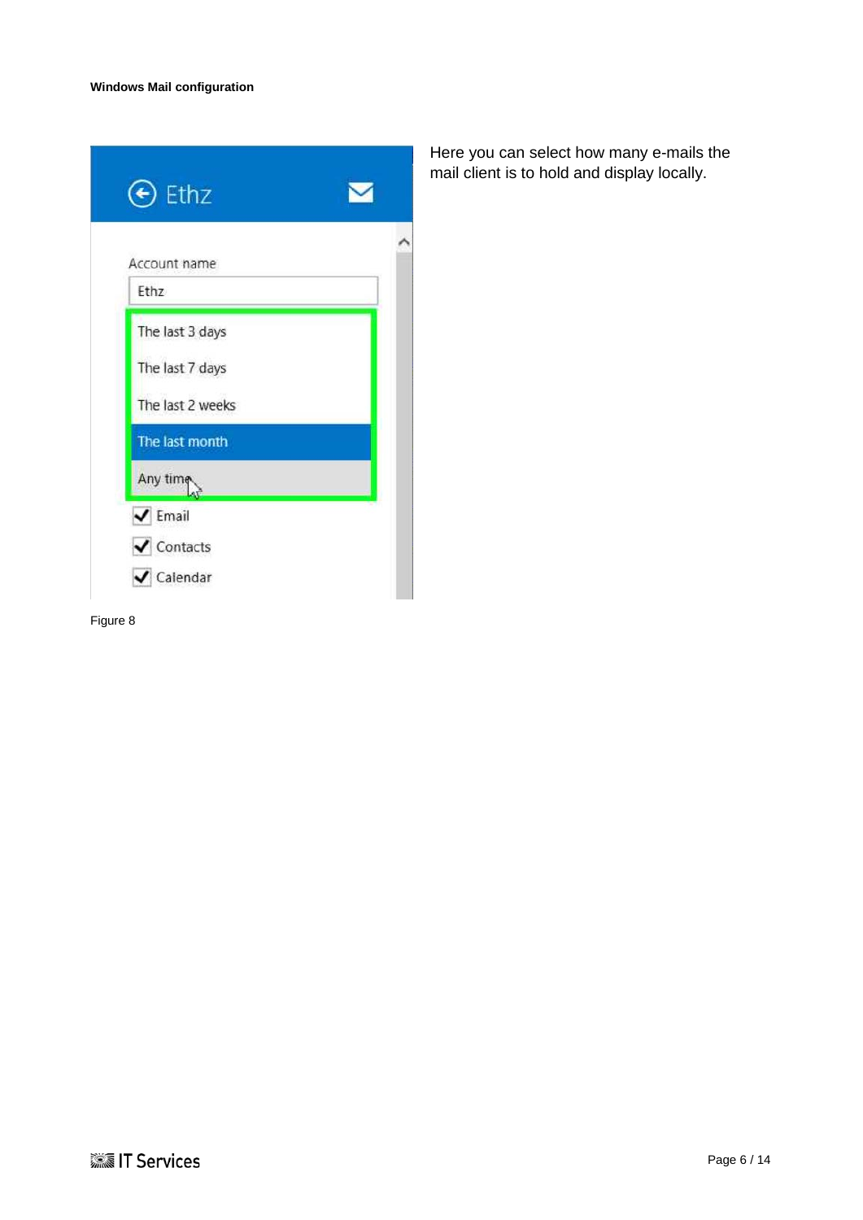**Windows Mail configuration**

Ethz

Account name

Ethz

The last 3 days

The last 7 days

The last 2 weeks

The last month

Any time

Email

Contacts

Calendar

Here you can select how many e-mails the mail client is to hold and display locally.

Figure 8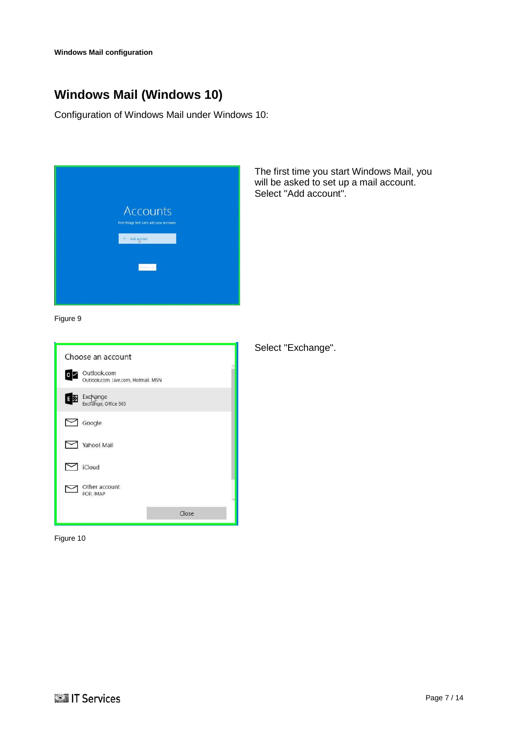# Windows Mail (Windows 10)

Configuration of Windows Mail under Windows 10:

The first time you start Windows Mail, you will be asked to set up a mail account. Select "Add account".

Figure 9

Select "Exchange".

Figure 10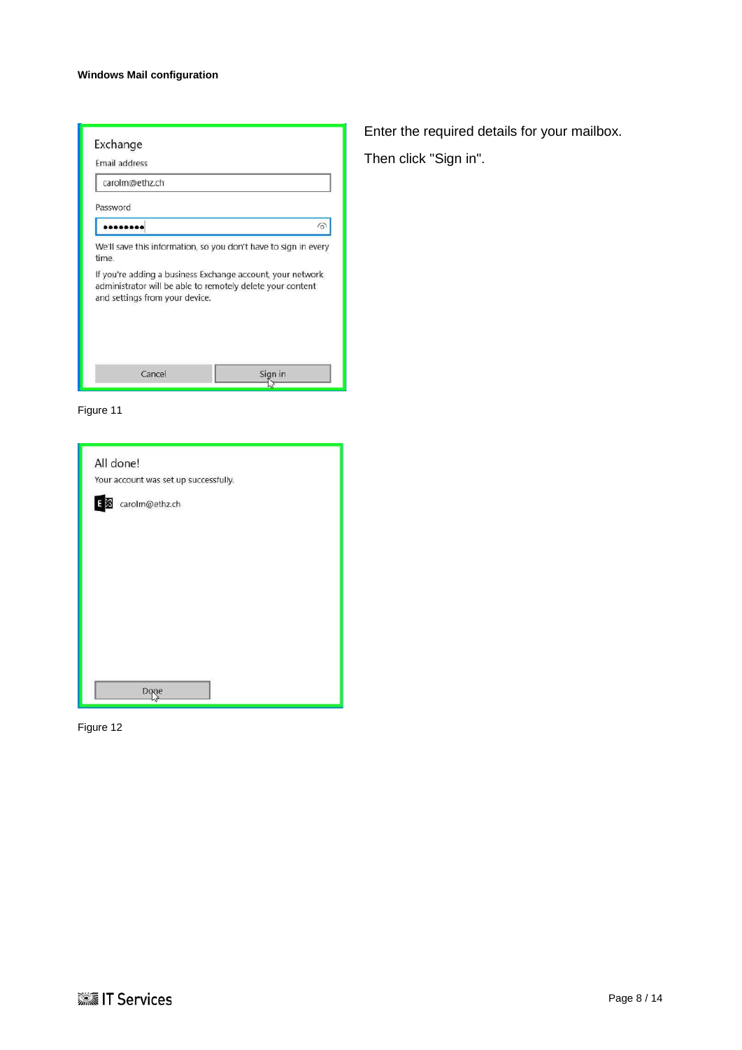Enter the required details for your mailbox.

Then click "Sign in".

Figure 11

Figure 12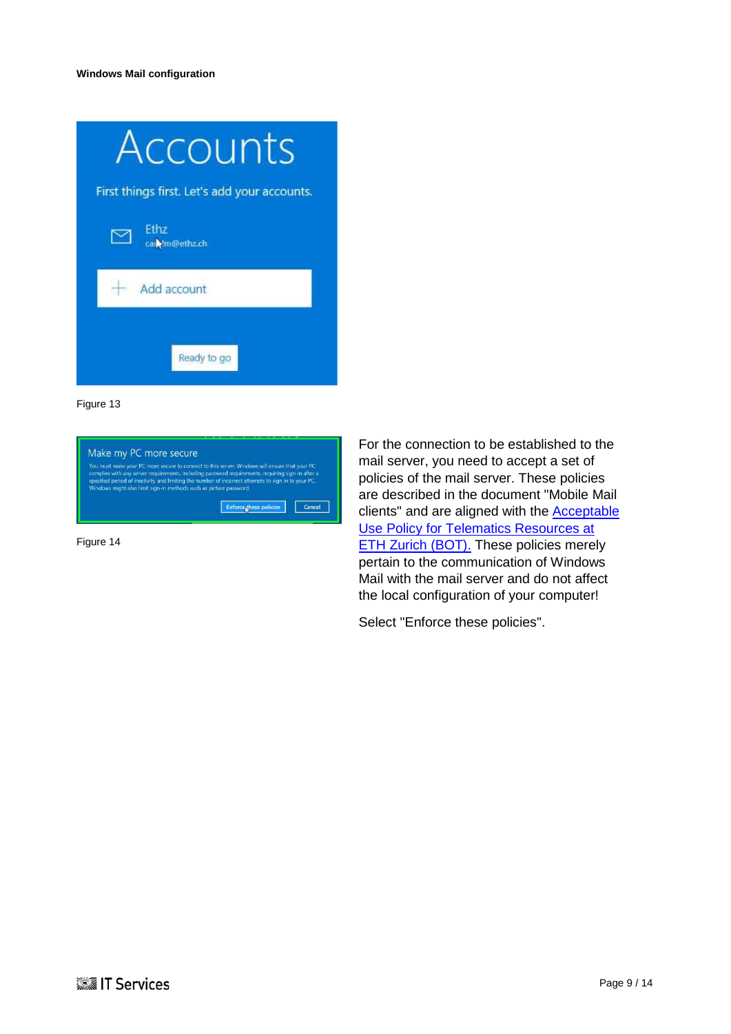**Windows Mail configuration**

Figure 13

Figure 14

For the connection to be established to the mail server, you need to accept a set of policies of the mail server. These policies are described in the document "Mobile Mail clients" and are aligned with the Acceptable Use Policy for Telematics Resources at ETH Zurich (BOT). These policies merely pertain to the communication of Windows Mail with the mail server and do not affect the local configuration of your computer!

Select "Enforce these policies".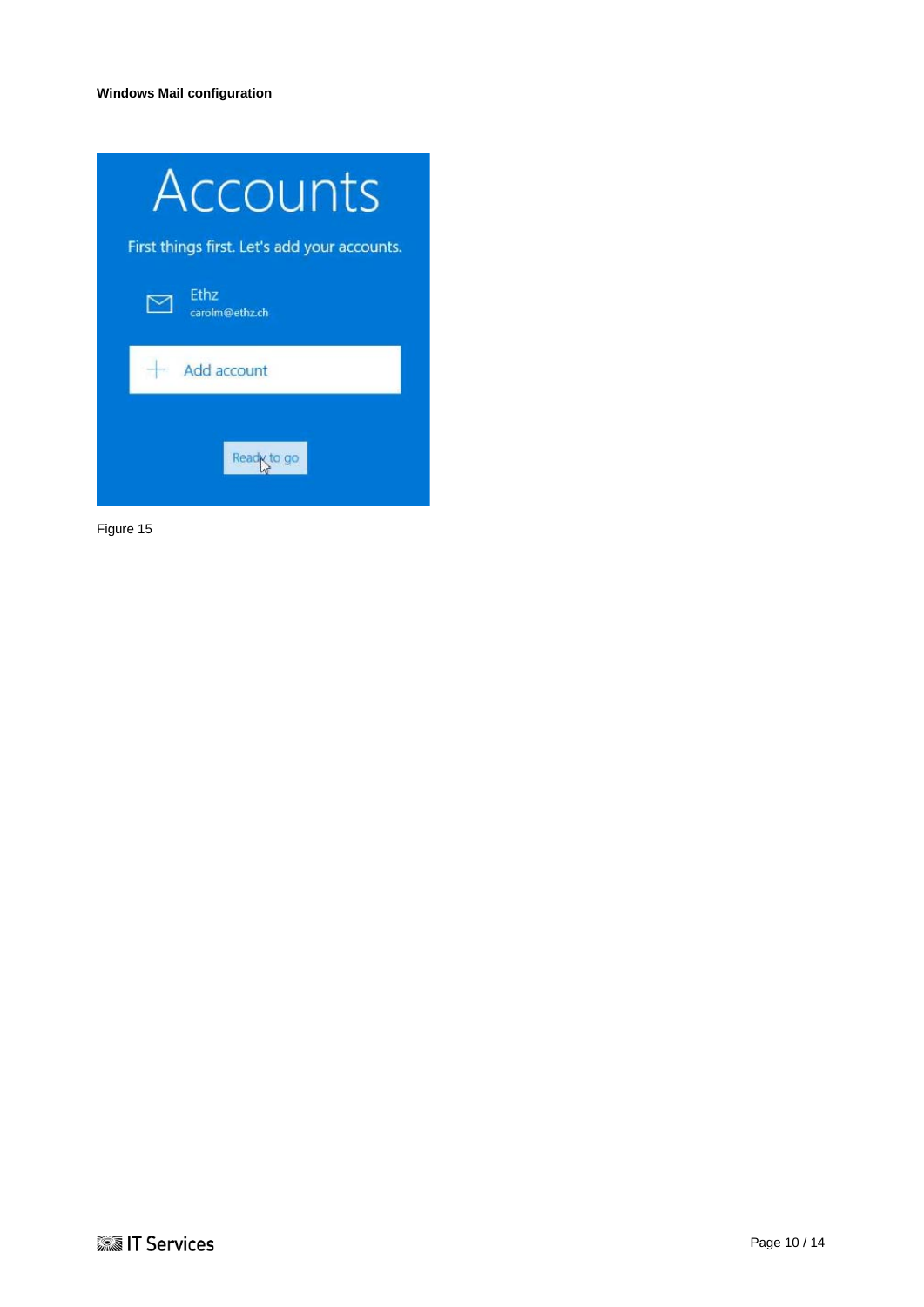**Windows Mail configuration**

Figure 15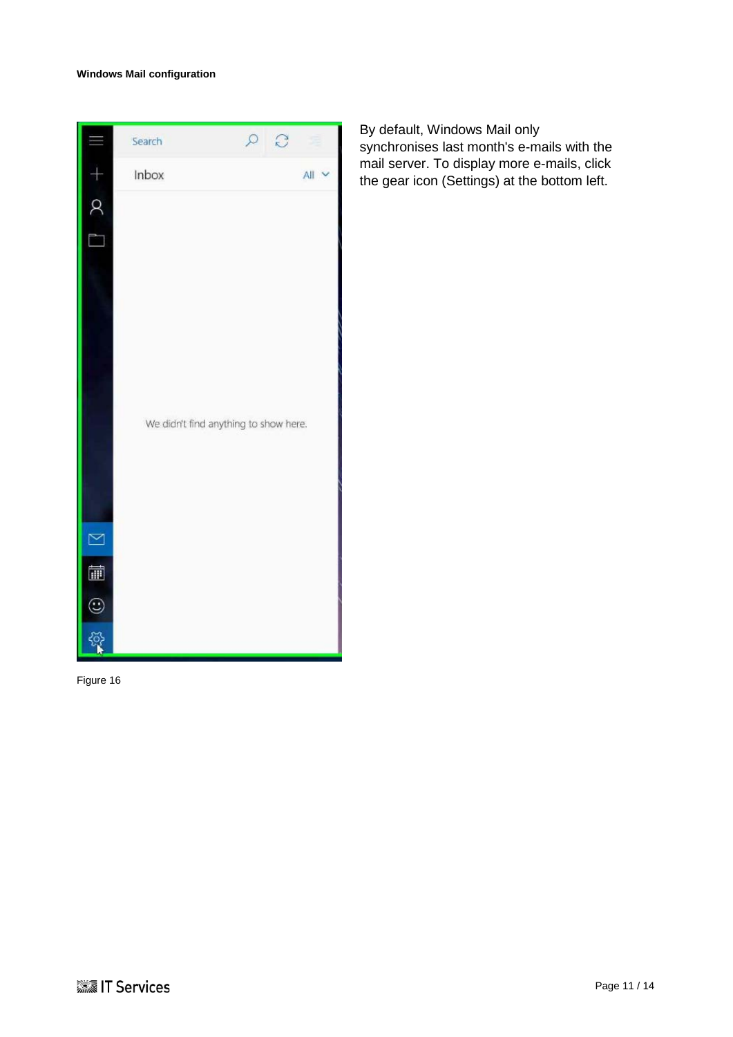By default, Windows Mail only synchronises last month's e-mails with the mail server. To display more e-mails, click the gear icon (Settings) at the bottom left.

Figure 16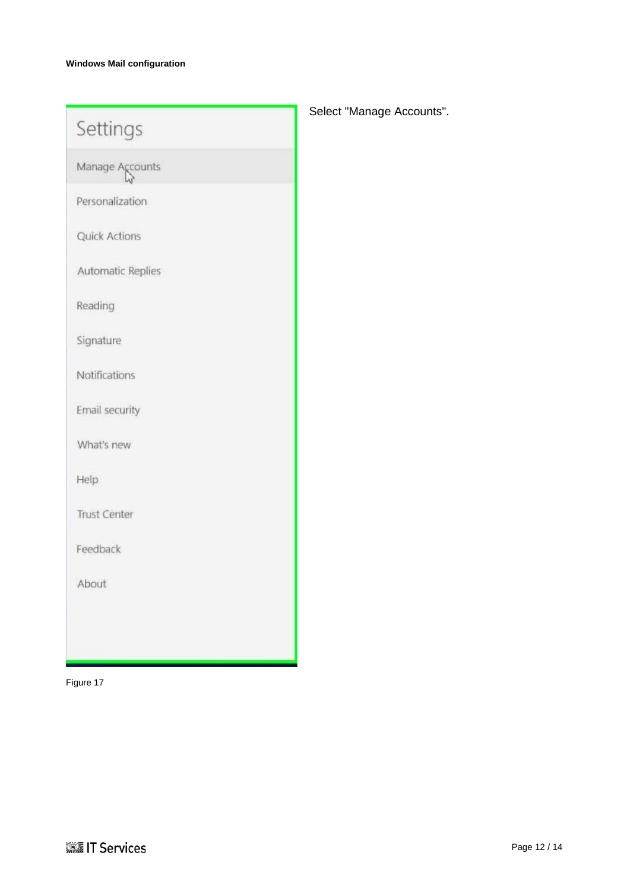Select "Manage Accounts".

Figure 17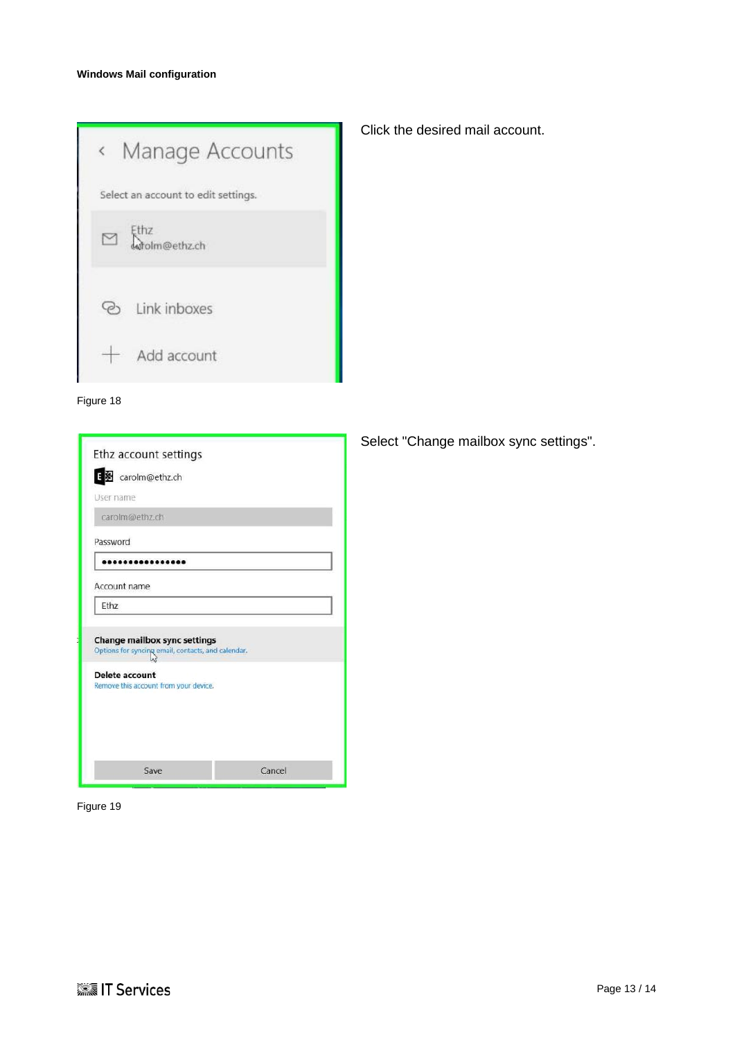**Windows Mail configuration**

Click the desired mail account.

Figure 18

Select "Change mailbox sync settings".

Figure 19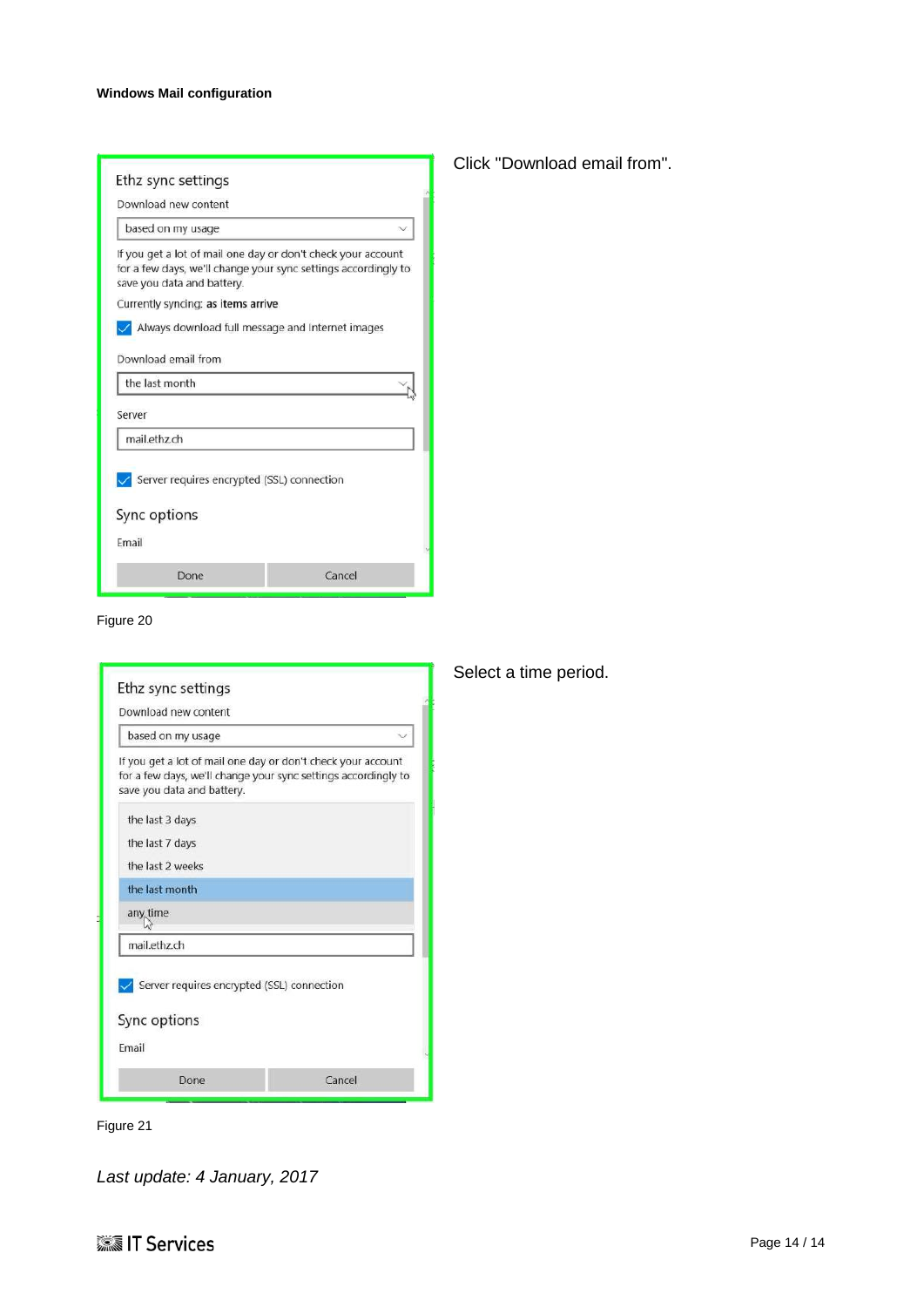**Windows Mail configuration**

Click "Download email from".

Figure 20

Select a time period.

Figure 21

*Last update: 4 January, 2017*